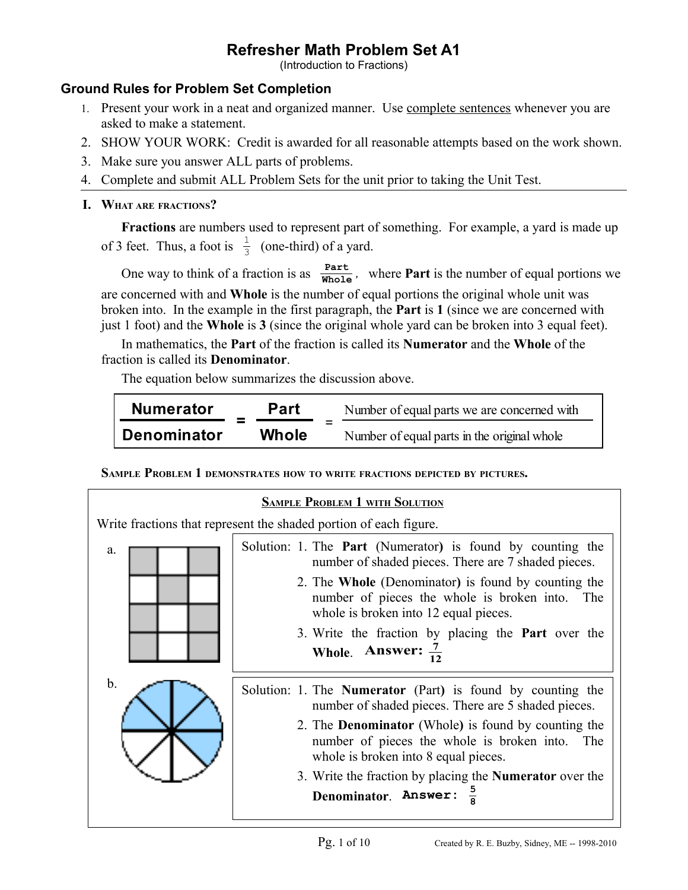# Refresher Math Problem Set A1

(Introduction to Fractions)

## Ground Rules for Problem Set Completion

1. Present your work in a neat and organized manner. Use complete sentences whenever you are asked to make a statement.
2. SHOW YOUR WORK: Credit is awarded for all reasonable attempts based on the work shown.
3. Make sure you answer ALL parts of problems.
4. Complete and submit ALL Problem Sets for the unit prior to taking the Unit Test.

## I. What are fractions?

**Fractions** are numbers used to represent part of something. For example, a yard is made up of 3 feet. Thus, a foot is $\frac{1}{3}$ (one-third) of a yard.

One way to think of a fraction is as $\frac{\textbf{Part}}{\textbf{Whole}}$, where **Part** is the number of equal portions we are concerned with and **Whole** is the number of equal portions the original whole unit was broken into. In the example in the first paragraph, the **Part** is **1** (since we are concerned with just 1 foot) and the **Whole** is **3** (since the original whole yard can be broken into 3 equal feet).

In mathematics, the **Part** of the fraction is called its **Numerator** and the **Whole** of the fraction is called its **Denominator**.

The equation below summarizes the discussion above.

$$\frac{\textbf{Numerator}}{\textbf{Denominator}} = \frac{\textbf{Part}}{\textbf{Whole}} = \frac{\text{Number of equal parts we are concerned with}}{\text{Number of equal parts in the original whole}}$$

**Sample Problem 1 demonstrates how to write fractions depicted by pictures.**

### Sample Problem 1 with Solution

Write fractions that represent the shaded portion of each figure.

a.

Solution:
1. The **Part** (Numerator) is found by counting the number of shaded pieces. There are 7 shaded pieces.
2. The **Whole** (Denominator) is found by counting the number of pieces the whole is broken into. The whole is broken into 12 equal pieces.
3. Write the fraction by placing the **Part** over the **Whole**. **Answer:** $\frac{7}{12}$

b.

Solution:
1. The **Numerator** (Part) is found by counting the number of shaded pieces. There are 5 shaded pieces.
2. The **Denominator** (Whole) is found by counting the number of pieces the whole is broken into. The whole is broken into 8 equal pieces.
3. Write the fraction by placing the **Numerator** over the **Denominator**. **Answer:** $\frac{5}{8}$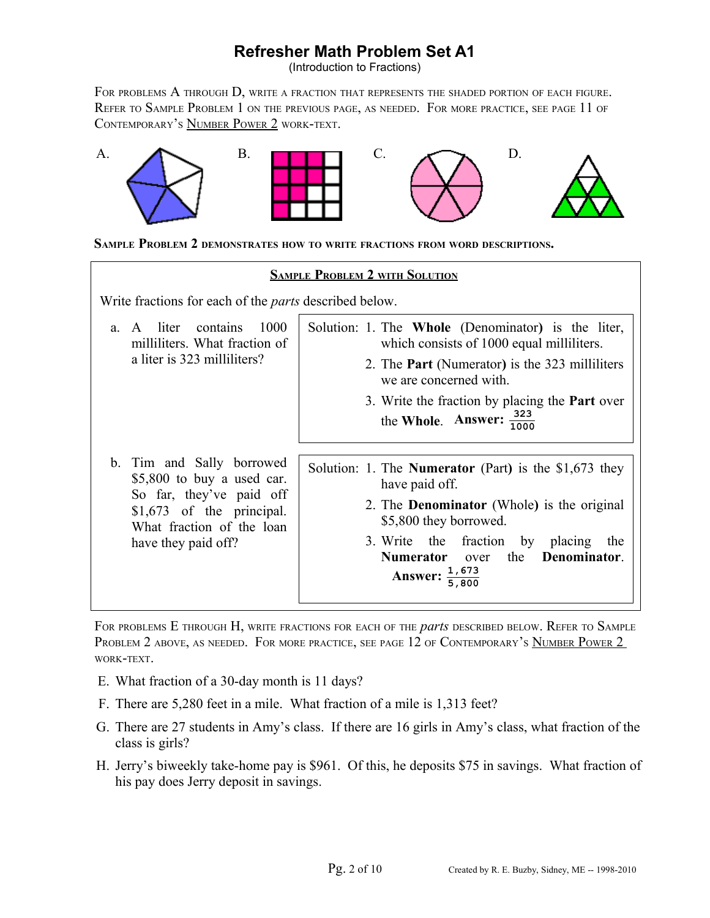# Refresher Math Problem Set A1

(Introduction to Fractions)

For problems A through D, write a fraction that represents the shaded portion of each figure. Refer to Sample Problem 1 on the previous page, as needed. For more practice, see page 11 of Contemporary's Number Power 2 work-text.

A. B. C. D.

**Sample Problem 2 demonstrates how to write fractions from word descriptions.**

**Sample Problem 2 with Solution**

Write fractions for each of the *parts* described below.

a. A liter contains 1000 milliliters. What fraction of a liter is 323 milliliters?

Solution:
1. The **Whole** (Denominator) is the liter, which consists of 1000 equal milliliters.
2. The **Part** (Numerator) is the 323 milliliters we are concerned with.
3. Write the fraction by placing the **Part** over the **Whole**. **Answer:** $\frac{323}{1000}$

b. Tim and Sally borrowed $5,800 to buy a used car. So far, they've paid off $1,673 of the principal. What fraction of the loan have they paid off?

Solution:
1. The **Numerator** (Part) is the $1,673 they have paid off.
2. The **Denominator** (Whole) is the original $5,800 they borrowed.
3. Write the fraction by placing the **Numerator** over the **Denominator**. **Answer:** $\frac{1,673}{5,800}$

For problems E through H, write fractions for each of the *parts* described below. Refer to Sample Problem 2 above, as needed. For more practice, see page 12 of Contemporary's Number Power 2 work-text.

E. What fraction of a 30-day month is 11 days?

F. There are 5,280 feet in a mile. What fraction of a mile is 1,313 feet?

G. There are 27 students in Amy's class. If there are 16 girls in Amy's class, what fraction of the class is girls?

H. Jerry's biweekly take-home pay is $961. Of this, he deposits $75 in savings. What fraction of his pay does Jerry deposit in savings?

Created by R. E. Buzby, Sidney, ME -- 1998-2010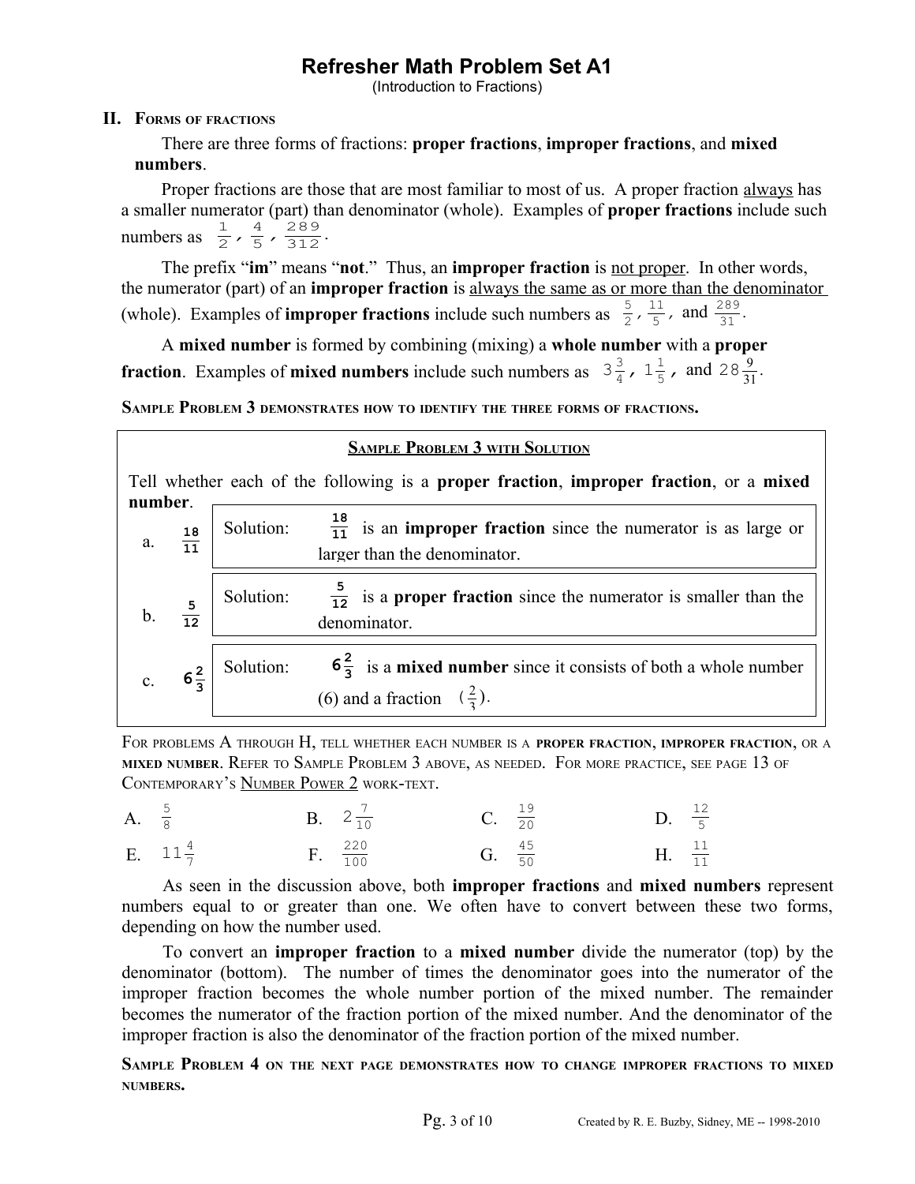# Refresher Math Problem Set A1

(Introduction to Fractions)

## II. Forms of fractions

There are three forms of fractions: **proper fractions**, **improper fractions**, and **mixed numbers**.

Proper fractions are those that are most familiar to most of us. A proper fraction <u>always</u> has a smaller numerator (part) than denominator (whole). Examples of **proper fractions** include such numbers as $\frac{1}{2}$, $\frac{4}{5}$, $\frac{289}{312}$.

The prefix "**im**" means "**not**." Thus, an **improper fraction** is <u>not proper</u>. In other words, the numerator (part) of an **improper fraction** is <u>always the same as or more than the denominator</u> (whole). Examples of **improper fractions** include such numbers as $\frac{5}{2}$, $\frac{11}{5}$, and $\frac{289}{31}$.

A **mixed number** is formed by combining (mixing) a **whole number** with a **proper fraction**. Examples of **mixed numbers** include such numbers as $3\frac{3}{4}$, $1\frac{1}{5}$, and $28\frac{9}{31}$.

**Sample Problem 3 demonstrates how to identify the three forms of fractions.**

### Sample Problem 3 with Solution

Tell whether each of the following is a **proper fraction**, **improper fraction**, or a **mixed number**.

| | | |
|---|---|---|
| a. $\frac{18}{11}$ | Solution: | $\frac{18}{11}$ is an **improper fraction** since the numerator is as large or larger than the denominator. |
| b. $\frac{5}{12}$ | Solution: | $\frac{5}{12}$ is a **proper fraction** since the numerator is smaller than the denominator. |
| c. $6\frac{2}{3}$ | Solution: | $6\frac{2}{3}$ is a **mixed number** since it consists of both a whole number (6) and a fraction $(\frac{2}{3})$. |

For problems A through H, tell whether each number is a **proper fraction, improper fraction**, or a **mixed number**. Refer to Sample Problem 3 above, as needed. For more practice, see page 13 of Contemporary's <u>Number Power 2</u> work-text.

A. $\frac{5}{8}$ B. $2\frac{7}{10}$ C. $\frac{19}{20}$ D. $\frac{12}{5}$

E. $11\frac{4}{7}$ F. $\frac{220}{100}$ G. $\frac{45}{50}$ H. $\frac{11}{11}$

As seen in the discussion above, both **improper fractions** and **mixed numbers** represent numbers equal to or greater than one. We often have to convert between these two forms, depending on how the number used.

To convert an **improper fraction** to a **mixed number** divide the numerator (top) by the denominator (bottom). The number of times the denominator goes into the numerator of the improper fraction becomes the whole number portion of the mixed number. The remainder becomes the numerator of the fraction portion of the mixed number. And the denominator of the improper fraction is also the denominator of the fraction portion of the mixed number.

**Sample Problem 4 on the next page demonstrates how to change improper fractions to mixed numbers.**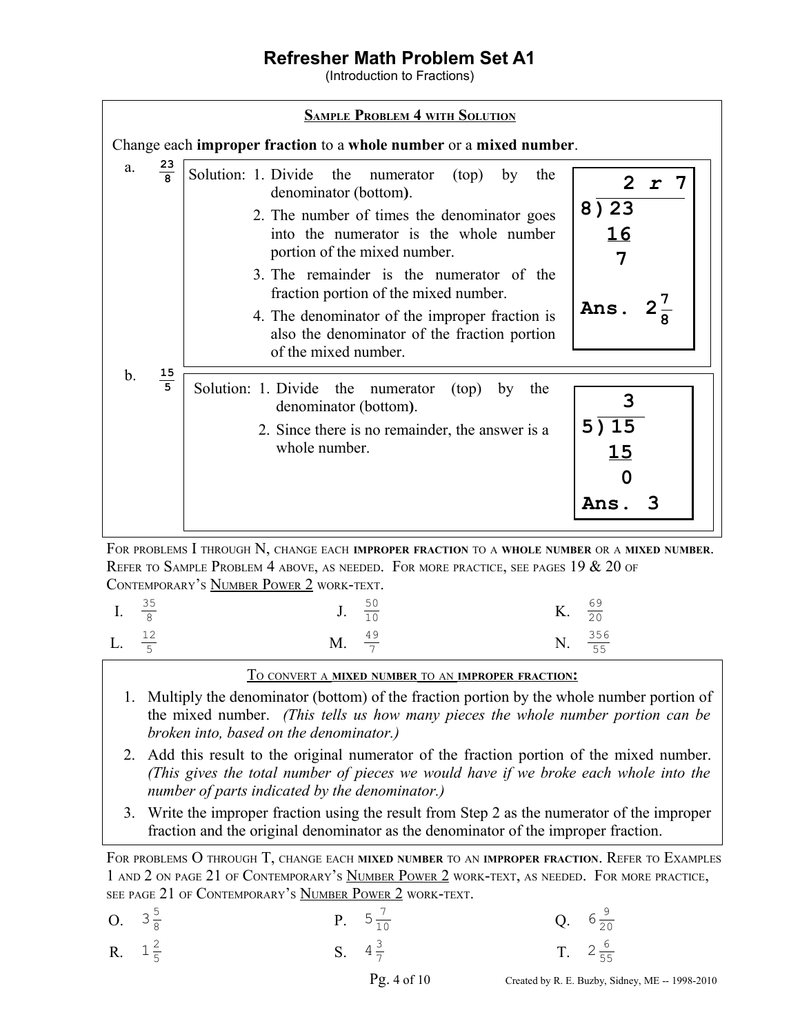# Refresher Math Problem Set A1

(Introduction to Fractions)

### Sample Problem 4 with Solution

Change each **improper fraction** to a **whole number** or a **mixed number**.

a. $\frac{23}{8}$

Solution:
1. Divide the numerator (top) by the denominator (bottom).
2. The number of times the denominator goes into the numerator is the whole number portion of the mixed number.
3. The remainder is the numerator of the fraction portion of the mixed number.
4. The denominator of the improper fraction is also the denominator of the fraction portion of the mixed number.

```
    2 r 7
8)23
  16
   7
```

**Ans.** $2\frac{7}{8}$

b. $\frac{15}{5}$

Solution:
1. Divide the numerator (top) by the denominator (bottom).
2. Since there is no remainder, the answer is a whole number.

```
    3
5)15
  15
   0
```

**Ans.** 3

For problems I through N, change each **improper fraction** to a **whole number** or a **mixed number**. Refer to Sample Problem 4 above, as needed. For more practice, see pages 19 & 20 of Contemporary's Number Power 2 work-text.

| | | |
|---|---|---|
| I. $\frac{35}{8}$ | J. $\frac{50}{10}$ | K. $\frac{69}{20}$ |
| L. $\frac{12}{5}$ | M. $\frac{49}{7}$ | N. $\frac{356}{55}$ |

### To convert a mixed number to an improper fraction:

1. Multiply the denominator (bottom) of the fraction portion by the whole number portion of the mixed number. *(This tells us how many pieces the whole number portion can be broken into, based on the denominator.)*
2. Add this result to the original numerator of the fraction portion of the mixed number. *(This gives the total number of pieces we would have if we broke each whole into the number of parts indicated by the denominator.)*
3. Write the improper fraction using the result from Step 2 as the numerator of the improper fraction and the original denominator as the denominator of the improper fraction.

For problems O through T, change each **mixed number** to an **improper fraction**. Refer to Examples 1 and 2 on page 21 of Contemporary's Number Power 2 work-text, as needed. For more practice, see page 21 of Contemporary's Number Power 2 work-text.

| | | |
|---|---|---|
| O. $3\frac{5}{8}$ | P. $5\frac{7}{10}$ | Q. $6\frac{9}{20}$ |
| R. $1\frac{2}{5}$ | S. $4\frac{3}{7}$ | T. $2\frac{6}{55}$ |

Created by R. E. Buzby, Sidney, ME -- 1998-2010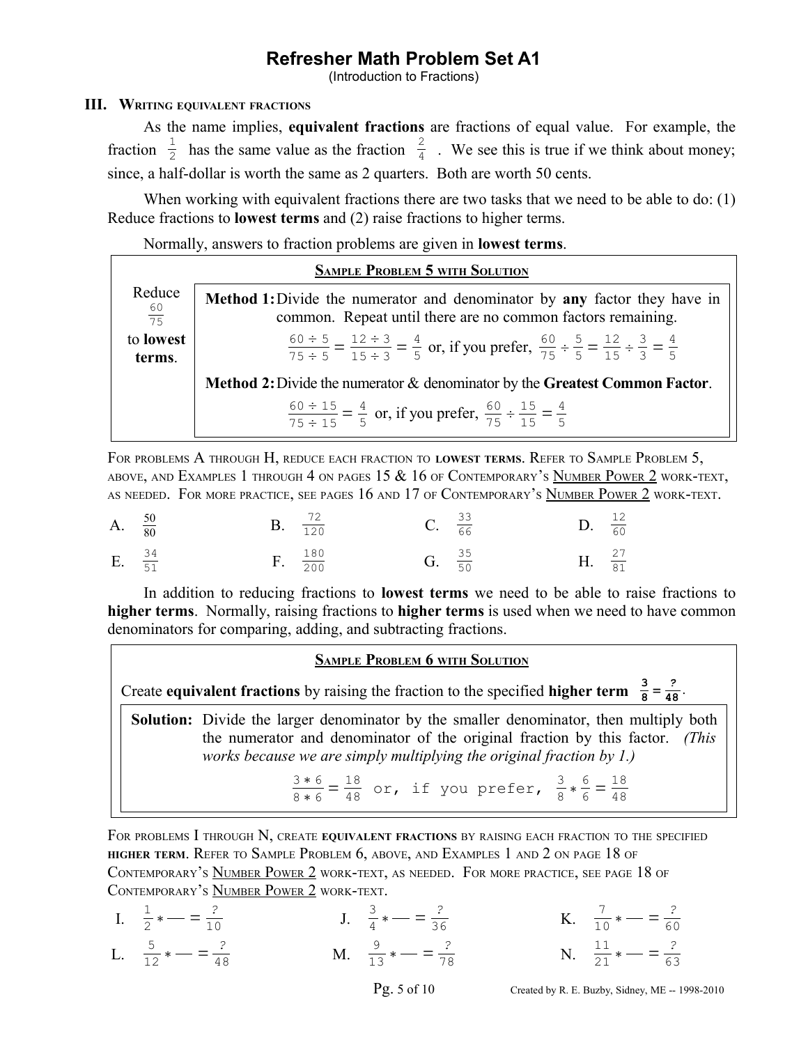# Refresher Math Problem Set A1

(Introduction to Fractions)

## III. Writing equivalent fractions

As the name implies, **equivalent fractions** are fractions of equal value. For example, the fraction $\frac{1}{2}$ has the same value as the fraction $\frac{2}{4}$. We see this is true if we think about money; since, a half-dollar is worth the same as 2 quarters. Both are worth 50 cents.

When working with equivalent fractions there are two tasks that we need to be able to do: (1) Reduce fractions to **lowest terms** and (2) raise fractions to higher terms.

Normally, answers to fraction problems are given in **lowest terms**.

**Sample Problem 5 with Solution**

Reduce $\frac{60}{75}$ to **lowest terms**.

**Method 1:** Divide the numerator and denominator by **any** factor they have in common. Repeat until there are no common factors remaining.

$$\frac{60 \div 5}{75 \div 5} = \frac{12 \div 3}{15 \div 3} = \frac{4}{5} \text{ or, if you prefer, } \frac{60}{75} \div \frac{5}{5} = \frac{12}{15} \div \frac{3}{3} = \frac{4}{5}$$

**Method 2:** Divide the numerator & denominator by the **Greatest Common Factor**.

$$\frac{60 \div 15}{75 \div 15} = \frac{4}{5} \text{ or, if you prefer, } \frac{60}{75} \div \frac{15}{15} = \frac{4}{5}$$

For problems A through H, reduce each fraction to **lowest terms**. Refer to Sample Problem 5, above, and Examples 1 through 4 on pages 15 & 16 of Contemporary's Number Power 2 work-text, as needed. For more practice, see pages 16 and 17 of Contemporary's Number Power 2 work-text.

A. $\frac{50}{80}$ B. $\frac{72}{120}$ C. $\frac{33}{66}$ D. $\frac{12}{60}$

E. $\frac{34}{51}$ F. $\frac{180}{200}$ G. $\frac{35}{50}$ H. $\frac{27}{81}$

In addition to reducing fractions to **lowest terms** we need to be able to raise fractions to **higher terms**. Normally, raising fractions to **higher terms** is used when we need to have common denominators for comparing, adding, and subtracting fractions.

**Sample Problem 6 with Solution**

Create **equivalent fractions** by raising the fraction to the specified **higher term** $\frac{3}{8} = \frac{?}{48}$.

**Solution:** Divide the larger denominator by the smaller denominator, then multiply both the numerator and denominator of the original fraction by this factor. *(This works because we are simply multiplying the original fraction by 1.)*

$$\frac{3 * 6}{8 * 6} = \frac{18}{48} \text{ or, if you prefer, } \frac{3}{8} * \frac{6}{6} = \frac{18}{48}$$

For problems I through N, create **equivalent fractions** by raising each fraction to the specified **higher term**. Refer to Sample Problem 6, above, and Examples 1 and 2 on page 18 of Contemporary's Number Power 2 work-text, as needed. For more practice, see page 18 of Contemporary's Number Power 2 work-text.

I. $\frac{1}{2} * \frac{}{} = \frac{?}{10}$ J. $\frac{3}{4} * \frac{}{} = \frac{?}{36}$ K. $\frac{7}{10} * \frac{}{} = \frac{?}{60}$

L. $\frac{5}{12} * \frac{}{} = \frac{?}{48}$ M. $\frac{9}{13} * \frac{}{} = \frac{?}{78}$ N. $\frac{11}{21} * \frac{}{} = \frac{?}{63}$

Created by R. E. Buzby, Sidney, ME -- 1998-2010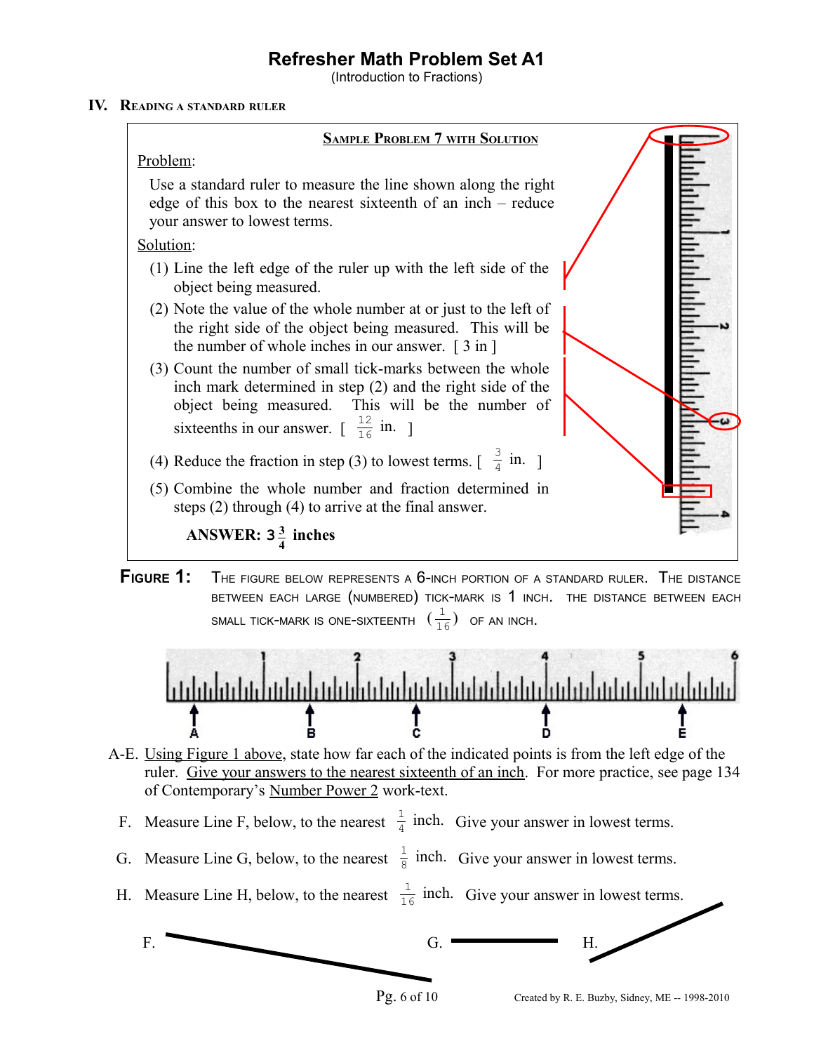# Refresher Math Problem Set A1

(Introduction to Fractions)

## IV. Reading a standard ruler

### Sample Problem 7 with Solution

Problem:

Use a standard ruler to measure the line shown along the right edge of this box to the nearest sixteenth of an inch – reduce your answer to lowest terms.

Solution:

(1) Line the left edge of the ruler up with the left side of the object being measured.

(2) Note the value of the whole number at or just to the left of the right side of the object being measured. This will be the number of whole inches in our answer. [ 3 in ]

(3) Count the number of small tick-marks between the whole inch mark determined in step (2) and the right side of the object being measured. This will be the number of sixteenths in our answer. [ $\frac{12}{16}$ in. ]

(4) Reduce the fraction in step (3) to lowest terms. [ $\frac{3}{4}$ in. ]

(5) Combine the whole number and fraction determined in steps (2) through (4) to arrive at the final answer.

**ANSWER: $3\frac{3}{4}$ inches**

**Figure 1:** The figure below represents a 6-inch portion of a standard ruler. The distance between each large (numbered) tick-mark is 1 inch. The distance between each small tick-mark is one-sixteenth ($\frac{1}{16}$) of an inch.

A-E. Using Figure 1 above, state how far each of the indicated points is from the left edge of the ruler. Give your answers to the nearest sixteenth of an inch. For more practice, see page 134 of Contemporary's Number Power 2 work-text.

F. Measure Line F, below, to the nearest $\frac{1}{4}$ inch. Give your answer in lowest terms.

G. Measure Line G, below, to the nearest $\frac{1}{8}$ inch. Give your answer in lowest terms.

H. Measure Line H, below, to the nearest $\frac{1}{16}$ inch. Give your answer in lowest terms.

F. G. H.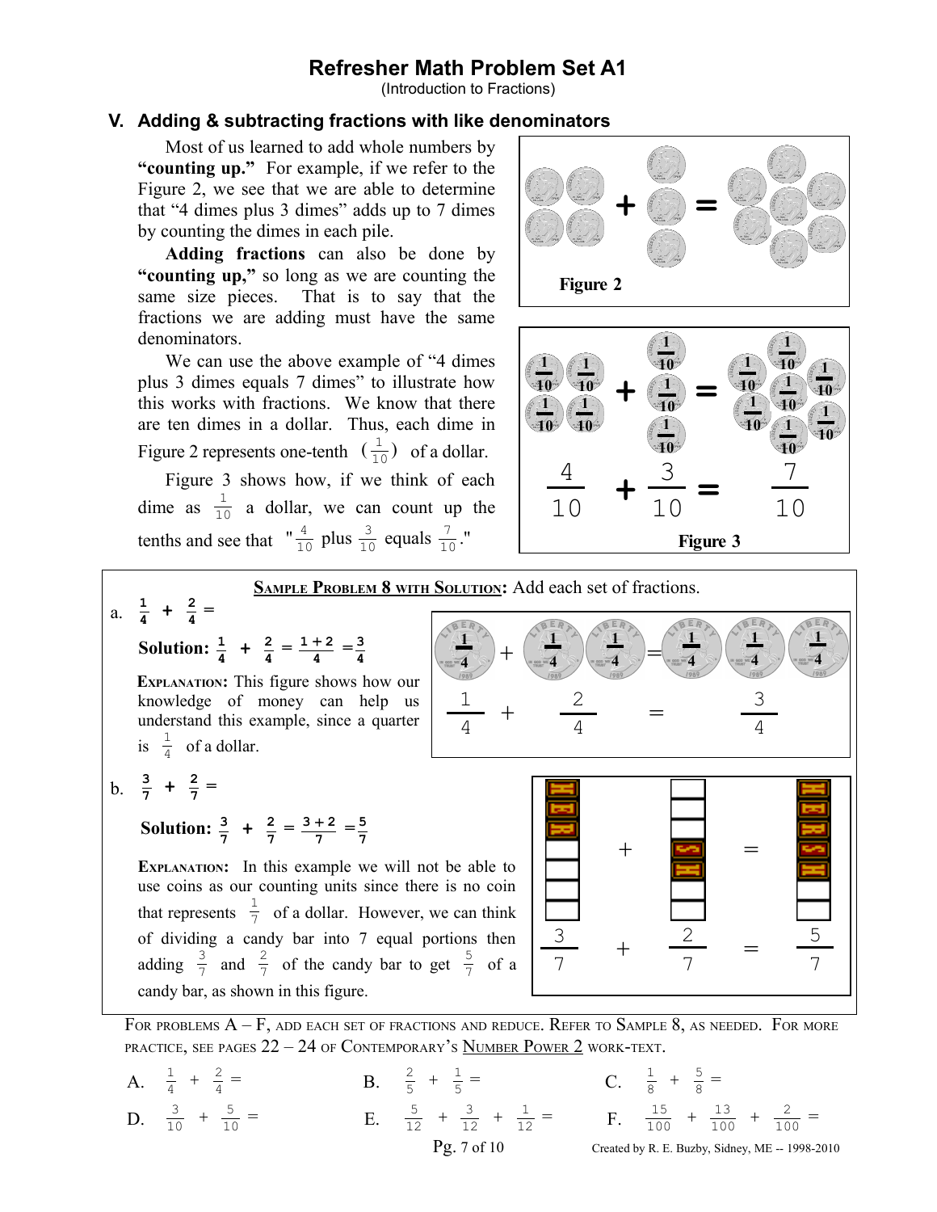# Refresher Math Problem Set A1

(Introduction to Fractions)

## V. Adding & subtracting fractions with like denominators

Most of us learned to add whole numbers by **"counting up."** For example, if we refer to the Figure 2, we see that we are able to determine that "4 dimes plus 3 dimes" adds up to 7 dimes by counting the dimes in each pile.

**Adding fractions** can also be done by **"counting up,"** so long as we are counting the same size pieces. That is to say that the fractions we are adding must have the same denominators.

We can use the above example of "4 dimes plus 3 dimes equals 7 dimes" to illustrate how this works with fractions. We know that there are ten dimes in a dollar. Thus, each dime in Figure 2 represents one-tenth $\left(\frac{1}{10}\right)$ of a dollar.

Figure 3 shows how, if we think of each dime as $\frac{1}{10}$ a dollar, we can count up the tenths and see that "$\frac{4}{10}$ plus $\frac{3}{10}$ equals $\frac{7}{10}$."

**Figure 2**

$$\frac{4}{10} + \frac{3}{10} = \frac{7}{10}$$

**Figure 3**

---

**SAMPLE PROBLEM 8 WITH SOLUTION:** Add each set of fractions.

a. $\frac{1}{4} + \frac{2}{4} =$

**Solution:** $\frac{1}{4} + \frac{2}{4} = \frac{1+2}{4} = \frac{3}{4}$

**EXPLANATION:** This figure shows how our knowledge of money can help us understand this example, since a quarter is $\frac{1}{4}$ of a dollar.

$$\frac{1}{4} + \frac{2}{4} = \frac{3}{4}$$

b. $\frac{3}{7} + \frac{2}{7} =$

**Solution:** $\frac{3}{7} + \frac{2}{7} = \frac{3+2}{7} = \frac{5}{7}$

**EXPLANATION:** In this example we will not be able to use coins as our counting units since there is no coin that represents $\frac{1}{7}$ of a dollar. However, we can think of dividing a candy bar into 7 equal portions then adding $\frac{3}{7}$ and $\frac{2}{7}$ of the candy bar to get $\frac{5}{7}$ of a candy bar, as shown in this figure.

$$\frac{3}{7} + \frac{2}{7} = \frac{5}{7}$$

---

FOR PROBLEMS A – F, ADD EACH SET OF FRACTIONS AND REDUCE. REFER TO SAMPLE 8, AS NEEDED. FOR MORE PRACTICE, SEE PAGES 22 – 24 OF CONTEMPORARY'S NUMBER POWER 2 WORK-TEXT.

A. $\frac{1}{4} + \frac{2}{4} =$

B. $\frac{2}{5} + \frac{1}{5} =$

C. $\frac{1}{8} + \frac{5}{8} =$

D. $\frac{3}{10} + \frac{5}{10} =$

E. $\frac{5}{12} + \frac{3}{12} + \frac{1}{12} =$

F. $\frac{15}{100} + \frac{13}{100} + \frac{2}{100} =$

Created by R. E. Buzby, Sidney, ME -- 1998-2010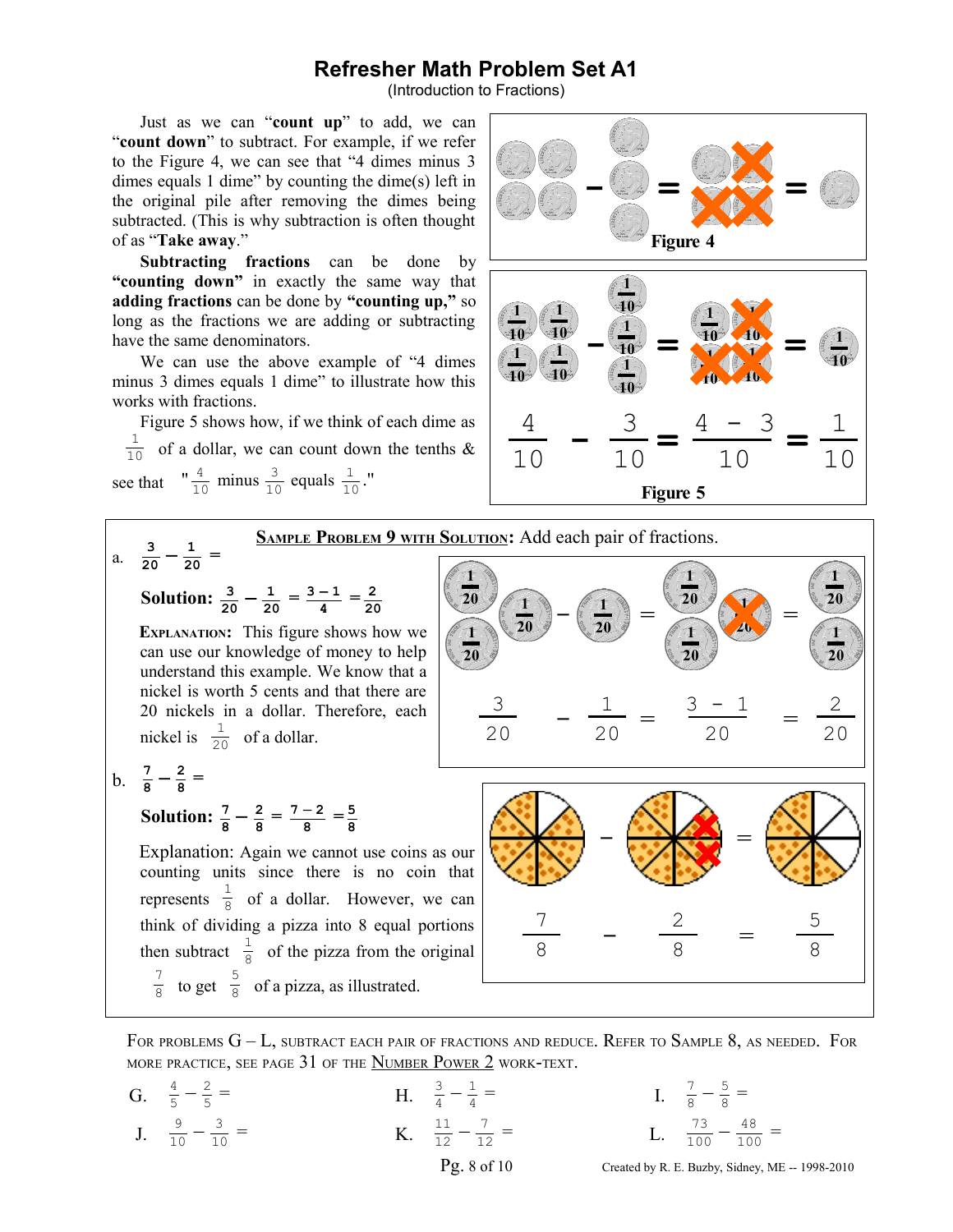# Refresher Math Problem Set A1

(Introduction to Fractions)

Just as we can "**count up**" to add, we can "**count down**" to subtract. For example, if we refer to the Figure 4, we can see that "4 dimes minus 3 dimes equals 1 dime" by counting the dime(s) left in the original pile after removing the dimes being subtracted. (This is why subtraction is often thought of as "**Take away**."

**Subtracting fractions** can be done by **"counting down"** in exactly the same way that **adding fractions** can be done by **"counting up,"** so long as the fractions we are adding or subtracting have the same denominators.

We can use the above example of "4 dimes minus 3 dimes equals 1 dime" to illustrate how this works with fractions.

Figure 5 shows how, if we think of each dime as $\frac{1}{10}$ of a dollar, we can count down the tenths & see that "$\frac{4}{10}$ minus $\frac{3}{10}$ equals $\frac{1}{10}$."

**Figure 4**

$$\frac{4}{10} - \frac{3}{10} = \frac{4-3}{10} = \frac{1}{10}$$

**Figure 5**

**Sample Problem 9 with Solution:** Add each pair of fractions.

a. $\frac{3}{20} - \frac{1}{20} =$

**Solution:** $\frac{3}{20} - \frac{1}{20} = \frac{3-1}{4} = \frac{2}{20}$

**Explanation:** This figure shows how we can use our knowledge of money to help understand this example. We know that a nickel is worth 5 cents and that there are 20 nickels in a dollar. Therefore, each nickel is $\frac{1}{20}$ of a dollar.

$$\frac{3}{20} - \frac{1}{20} = \frac{3-1}{20} = \frac{2}{20}$$

b. $\frac{7}{8} - \frac{2}{8} =$

**Solution:** $\frac{7}{8} - \frac{2}{8} = \frac{7-2}{8} = \frac{5}{8}$

Explanation: Again we cannot use coins as our counting units since there is no coin that represents $\frac{1}{8}$ of a dollar. However, we can think of dividing a pizza into 8 equal portions then subtract $\frac{1}{8}$ of the pizza from the original $\frac{7}{8}$ to get $\frac{5}{8}$ of a pizza, as illustrated.

$$\frac{7}{8} - \frac{2}{8} = \frac{5}{8}$$

For problems G – L, subtract each pair of fractions and reduce. Refer to Sample 8, as needed. For more practice, see page 31 of the Number Power 2 work-text.

G. $\frac{4}{5} - \frac{2}{5} =$ H. $\frac{3}{4} - \frac{1}{4} =$ I. $\frac{7}{8} - \frac{5}{8} =$

J. $\frac{9}{10} - \frac{3}{10} =$ K. $\frac{11}{12} - \frac{7}{12} =$ L. $\frac{73}{100} - \frac{48}{100} =$

Created by R. E. Buzby, Sidney, ME -- 1998-2010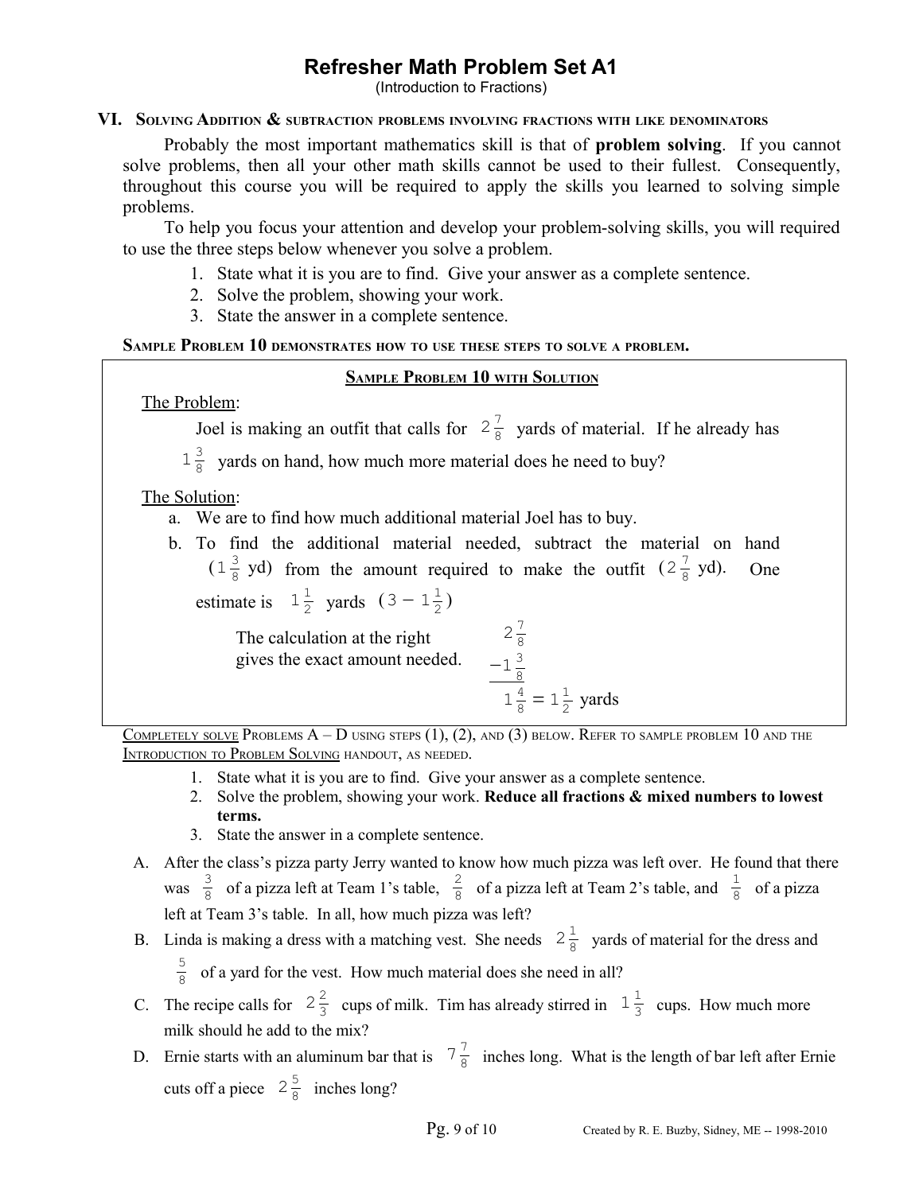# Refresher Math Problem Set A1

(Introduction to Fractions)

## VI. Solving Addition & subtraction problems involving fractions with like denominators

Probably the most important mathematics skill is that of **problem solving**. If you cannot solve problems, then all your other math skills cannot be used to their fullest. Consequently, throughout this course you will be required to apply the skills you learned to solving simple problems.

To help you focus your attention and develop your problem-solving skills, you will required to use the three steps below whenever you solve a problem.

1. State what it is you are to find. Give your answer as a complete sentence.
2. Solve the problem, showing your work.
3. State the answer in a complete sentence.

**Sample Problem 10 demonstrates how to use these steps to solve a problem.**

### Sample Problem 10 with Solution

The Problem:

Joel is making an outfit that calls for $2\frac{7}{8}$ yards of material. If he already has $1\frac{3}{8}$ yards on hand, how much more material does he need to buy?

The Solution:

a. We are to find how much additional material Joel has to buy.
b. To find the additional material needed, subtract the material on hand $(1\frac{3}{8}$ yd$)$ from the amount required to make the outfit $(2\frac{7}{8}$ yd$)$. One estimate is $1\frac{1}{2}$ yards $(3 - 1\frac{1}{2})$

The calculation at the right gives the exact amount needed.

$$\begin{array}{r} 2\frac{7}{8} \\ -1\frac{3}{8} \\ \hline 1\frac{4}{8} = 1\frac{1}{2} \text{ yards} \end{array}$$

Completely solve Problems A – D using steps (1), (2), and (3) below. Refer to sample problem 10 and the Introduction to Problem Solving handout, as needed.

1. State what it is you are to find. Give your answer as a complete sentence.
2. Solve the problem, showing your work. **Reduce all fractions & mixed numbers to lowest terms.**
3. State the answer in a complete sentence.

A. After the class's pizza party Jerry wanted to know how much pizza was left over. He found that there was $\frac{3}{8}$ of a pizza left at Team 1's table, $\frac{2}{8}$ of a pizza left at Team 2's table, and $\frac{1}{8}$ of a pizza left at Team 3's table. In all, how much pizza was left?

B. Linda is making a dress with a matching vest. She needs $2\frac{1}{8}$ yards of material for the dress and $\frac{5}{8}$ of a yard for the vest. How much material does she need in all?

C. The recipe calls for $2\frac{2}{3}$ cups of milk. Tim has already stirred in $1\frac{1}{3}$ cups. How much more milk should he add to the mix?

D. Ernie starts with an aluminum bar that is $7\frac{7}{8}$ inches long. What is the length of bar left after Ernie cuts off a piece $2\frac{5}{8}$ inches long?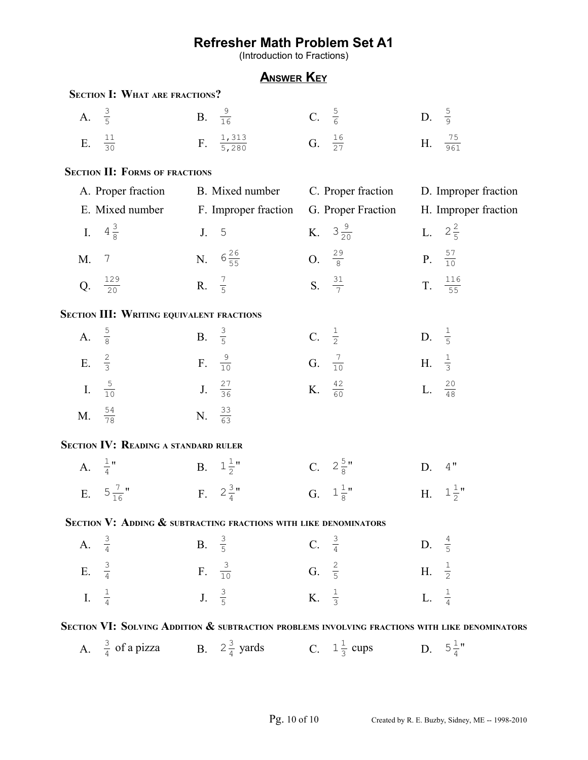# Refresher Math Problem Set A1

(Introduction to Fractions)

## Answer Key

### Section I: What are fractions?

| | | | |
|---|---|---|---|
| A. $\frac{3}{5}$ | B. $\frac{9}{16}$ | C. $\frac{5}{6}$ | D. $\frac{5}{9}$ |
| E. $\frac{11}{30}$ | F. $\frac{1,313}{5,280}$ | G. $\frac{16}{27}$ | H. $\frac{75}{961}$ |

### Section II: Forms of fractions

| | | | |
|---|---|---|---|
| A. Proper fraction | B. Mixed number | C. Proper fraction | D. Improper fraction |
| E. Mixed number | F. Improper fraction | G. Proper Fraction | H. Improper fraction |
| I. $4\frac{3}{8}$ | J. 5 | K. $3\frac{9}{20}$ | L. $2\frac{2}{5}$ |
| M. 7 | N. $6\frac{26}{55}$ | O. $\frac{29}{8}$ | P. $\frac{57}{10}$ |
| Q. $\frac{129}{20}$ | R. $\frac{7}{5}$ | S. $\frac{31}{7}$ | T. $\frac{116}{55}$ |

### Section III: Writing equivalent fractions

| | | | |
|---|---|---|---|
| A. $\frac{5}{8}$ | B. $\frac{3}{5}$ | C. $\frac{1}{2}$ | D. $\frac{1}{5}$ |
| E. $\frac{2}{3}$ | F. $\frac{9}{10}$ | G. $\frac{7}{10}$ | H. $\frac{1}{3}$ |
| I. $\frac{5}{10}$ | J. $\frac{27}{36}$ | K. $\frac{42}{60}$ | L. $\frac{20}{48}$ |
| M. $\frac{54}{78}$ | N. $\frac{33}{63}$ | | |

### Section IV: Reading a standard ruler

| | | | |
|---|---|---|---|
| A. $\frac{1}{4}$" | B. $1\frac{1}{2}$" | C. $2\frac{5}{8}$" | D. 4" |
| E. $5\frac{7}{16}$" | F. $2\frac{3}{4}$" | G. $1\frac{1}{8}$" | H. $1\frac{1}{2}$" |

### Section V: Adding & subtracting fractions with like denominators

| | | | |
|---|---|---|---|
| A. $\frac{3}{4}$ | B. $\frac{3}{5}$ | C. $\frac{3}{4}$ | D. $\frac{4}{5}$ |
| E. $\frac{3}{4}$ | F. $\frac{3}{10}$ | G. $\frac{2}{5}$ | H. $\frac{1}{2}$ |
| I. $\frac{1}{4}$ | J. $\frac{3}{5}$ | K. $\frac{1}{3}$ | L. $\frac{1}{4}$ |

### Section VI: Solving Addition & subtraction problems involving fractions with like denominators

| | | | |
|---|---|---|---|
| A. $\frac{3}{4}$ of a pizza | B. $2\frac{3}{4}$ yards | C. $1\frac{1}{3}$ cups | D. $5\frac{1}{4}$" |

Created by R. E. Buzby, Sidney, ME -- 1998-2010